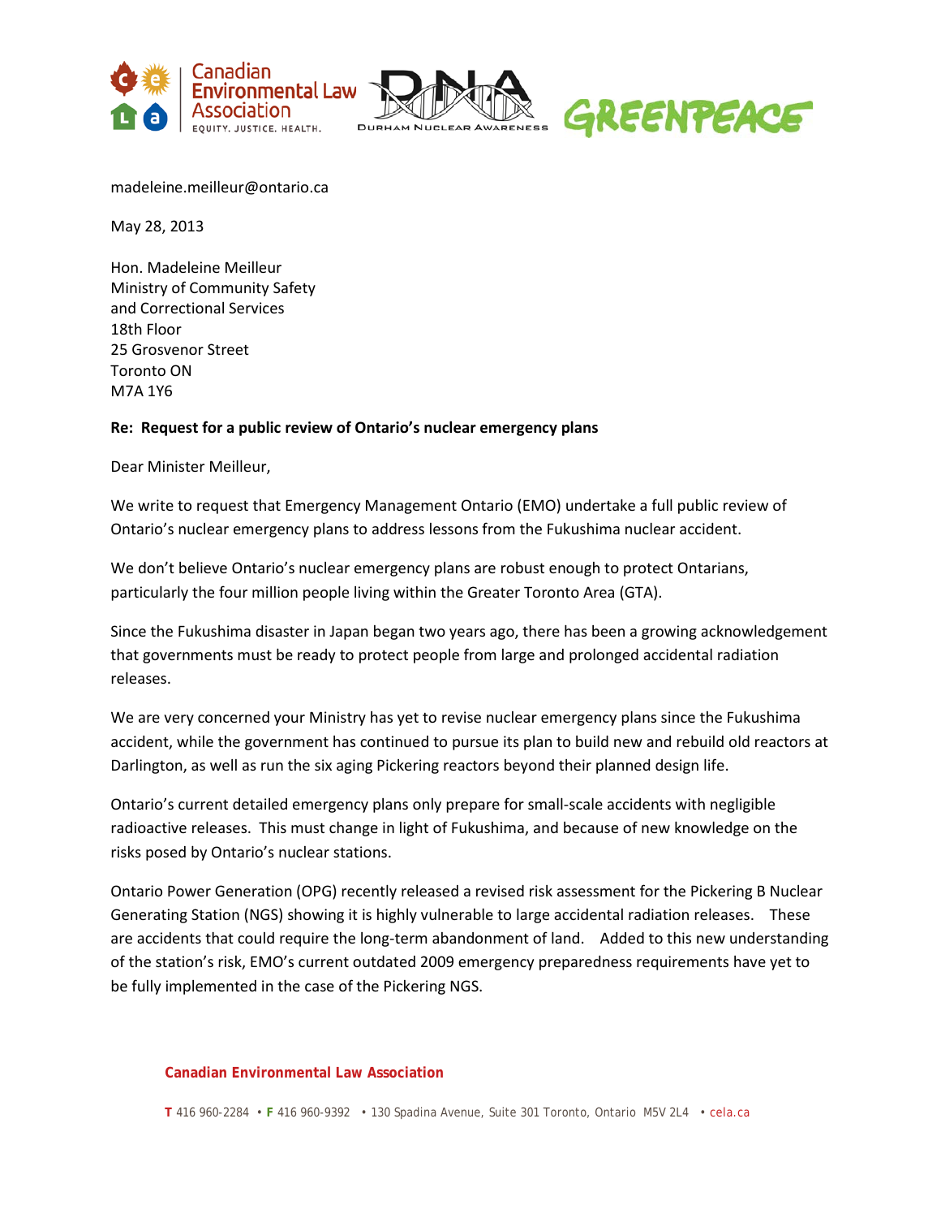madeleine.meilleur@ontario.ca

May 28, 2013

Hon. Madeleine Meilleur
Ministry of Community Safety
and Correctional Services
18th Floor
25 Grosvenor Street
Toronto ON
M7A 1Y6

**Re: Request for a public review of Ontario's nuclear emergency plans**

Dear Minister Meilleur,

We write to request that Emergency Management Ontario (EMO) undertake a full public review of Ontario's nuclear emergency plans to address lessons from the Fukushima nuclear accident.

We don't believe Ontario's nuclear emergency plans are robust enough to protect Ontarians, particularly the four million people living within the Greater Toronto Area (GTA).

Since the Fukushima disaster in Japan began two years ago, there has been a growing acknowledgement that governments must be ready to protect people from large and prolonged accidental radiation releases.

We are very concerned your Ministry has yet to revise nuclear emergency plans since the Fukushima accident, while the government has continued to pursue its plan to build new and rebuild old reactors at Darlington, as well as run the six aging Pickering reactors beyond their planned design life.

Ontario's current detailed emergency plans only prepare for small-scale accidents with negligible radioactive releases. This must change in light of Fukushima, and because of new knowledge on the risks posed by Ontario's nuclear stations.

Ontario Power Generation (OPG) recently released a revised risk assessment for the Pickering B Nuclear Generating Station (NGS) showing it is highly vulnerable to large accidental radiation releases. These are accidents that could require the long-term abandonment of land. Added to this new understanding of the station's risk, EMO's current outdated 2009 emergency preparedness requirements have yet to be fully implemented in the case of the Pickering NGS.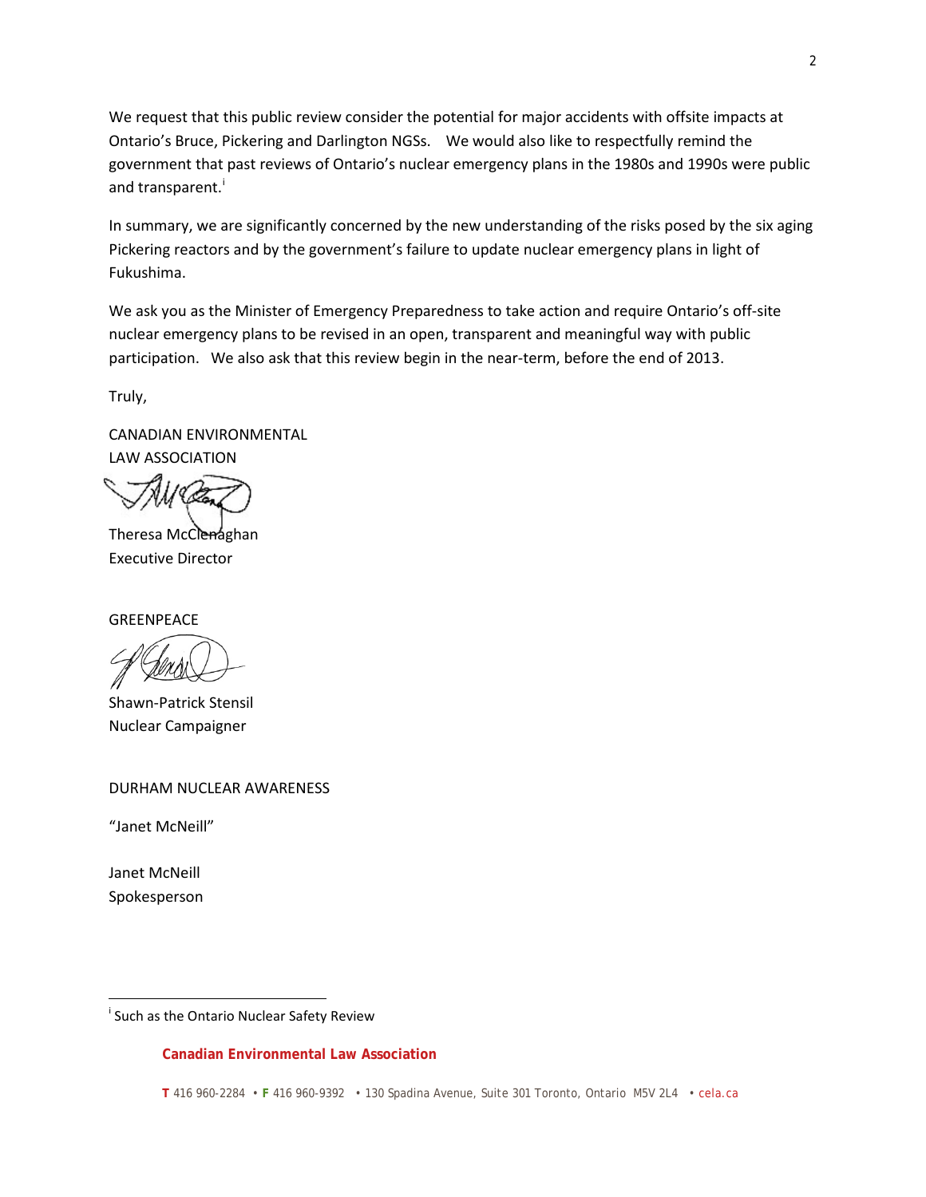We request that this public review consider the potential for major accidents with offsite impacts at Ontario's Bruce, Pickering and Darlington NGSs. We would also like to respectfully remind the government that past reviews of Ontario's nuclear emergency plans in the 1980s and 1990s were public and transparent.[i]

In summary, we are significantly concerned by the new understanding of the risks posed by the six aging Pickering reactors and by the government's failure to update nuclear emergency plans in light of Fukushima.

We ask you as the Minister of Emergency Preparedness to take action and require Ontario's off-site nuclear emergency plans to be revised in an open, transparent and meaningful way with public participation. We also ask that this review begin in the near-term, before the end of 2013.

Truly,

CANADIAN ENVIRONMENTAL
LAW ASSOCIATION

Theresa McClenaghan
Executive Director

GREENPEACE

Shawn-Patrick Stensil
Nuclear Campaigner

DURHAM NUCLEAR AWARENESS

"Janet McNeill"

Janet McNeill
Spokesperson

---

[i] Such as the Ontario Nuclear Safety Review

**Canadian Environmental Law Association**

**T** 416 960-2284 • **F** 416 960-9392 • 130 Spadina Avenue, Suite 301 Toronto, Ontario M5V 2L4 • cela.ca